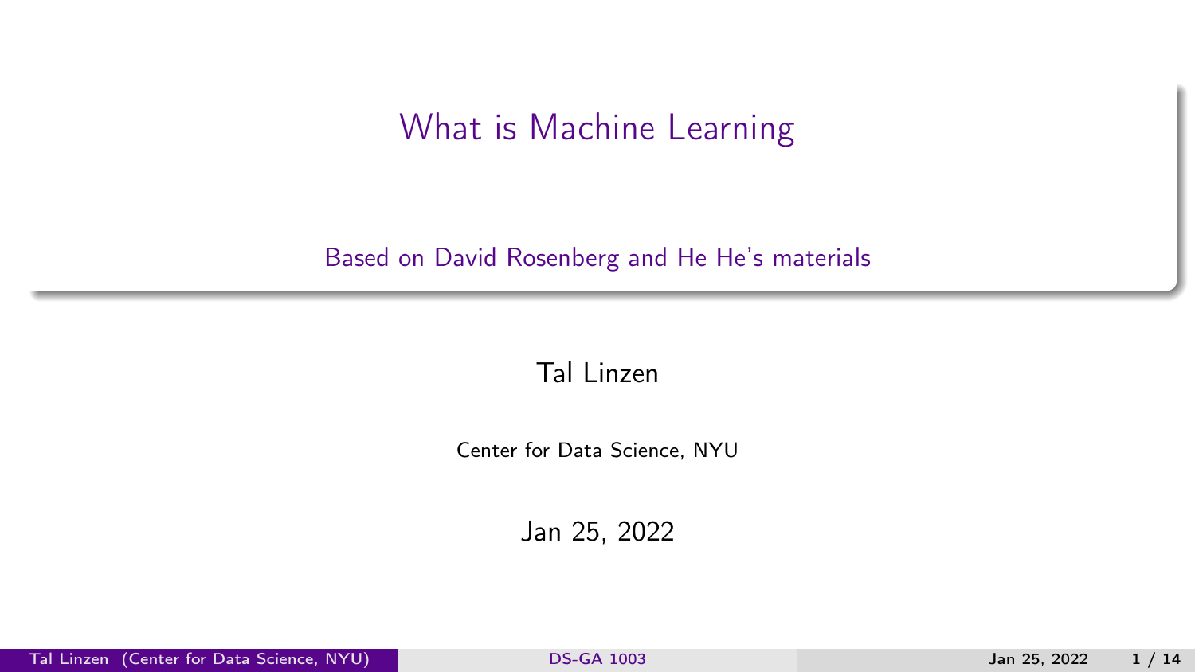# What is Machine Learning

Based on David Rosenberg and He He's materials

Tal Linzen

Center for Data Science, NYU

Jan 25, 2022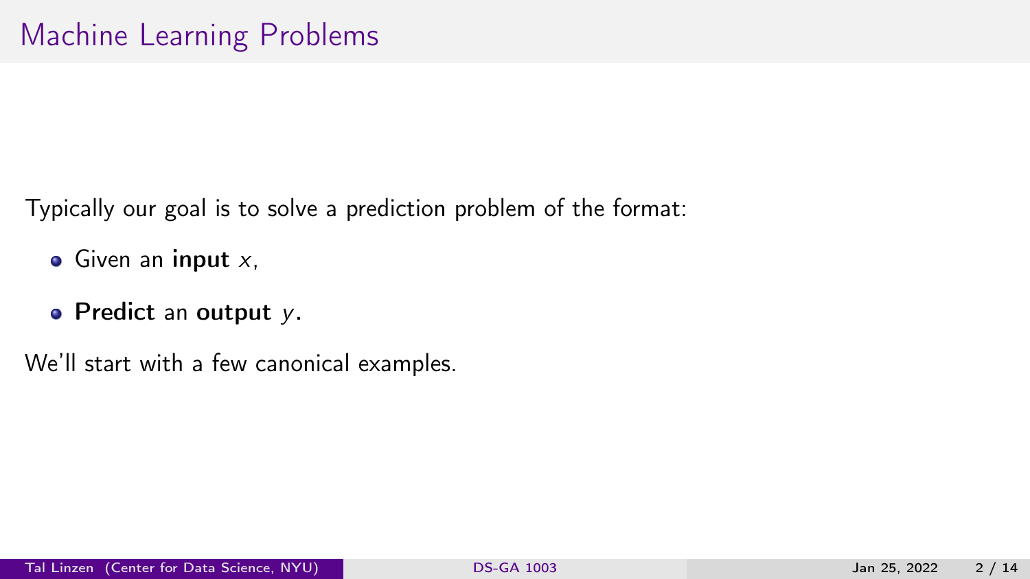# Machine Learning Problems

Typically our goal is to solve a prediction problem of the format:

- Given an **input** $x$,
- **Predict** an **output** $y$.

We'll start with a few canonical examples.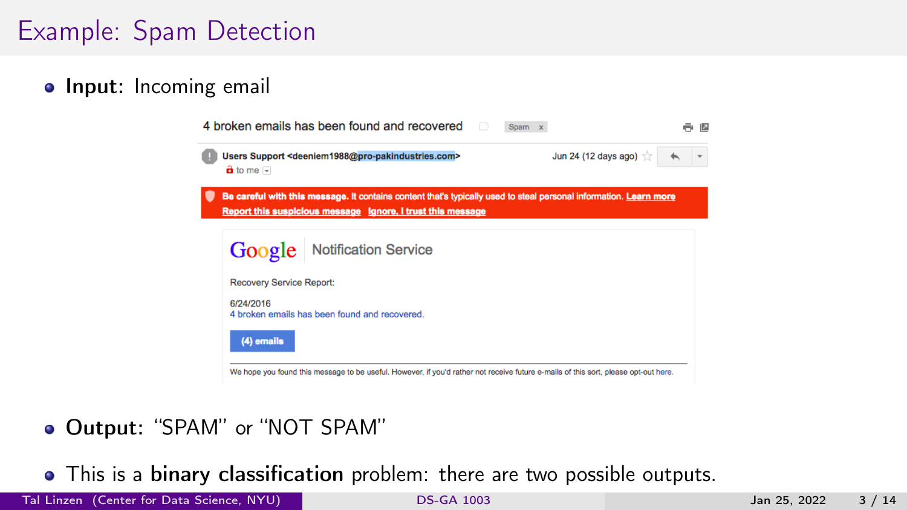# Example: Spam Detection

- **Input:** Incoming email

- **Output:** "SPAM" or "NOT SPAM"

- This is a **binary classification** problem: there are two possible outputs.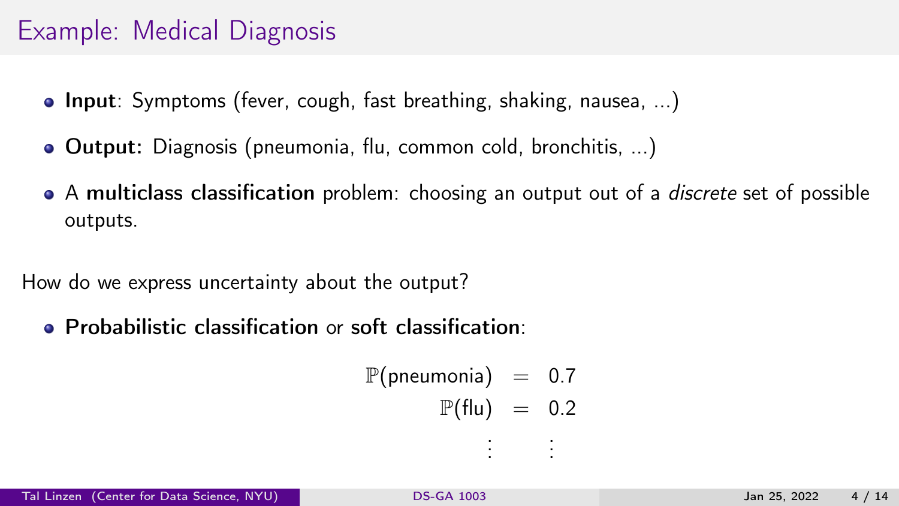# Example: Medical Diagnosis

- **Input**: Symptoms (fever, cough, fast breathing, shaking, nausea, ...)
- **Output:** Diagnosis (pneumonia, flu, common cold, bronchitis, ...)
- A **multiclass classification** problem: choosing an output out of a *discrete* set of possible outputs.

How do we express uncertainty about the output?

- **Probabilistic classification** or **soft classification**:

$$
\begin{aligned}
\mathbb{P}(\text{pneumonia}) &= 0.7 \\
\mathbb{P}(\text{flu}) &= 0.2 \\
\vdots \quad & \quad \vdots
\end{aligned}
$$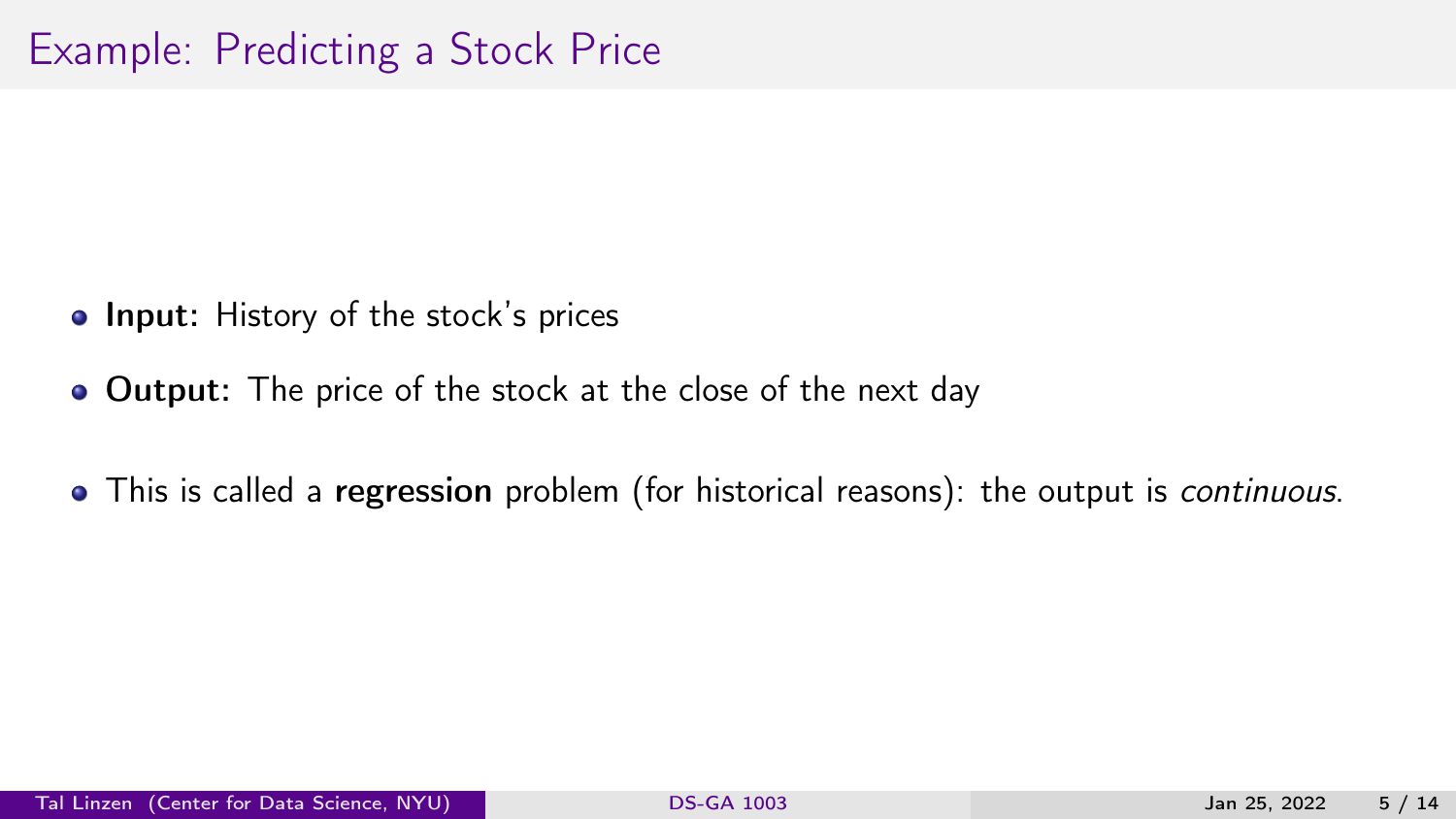# Example: Predicting a Stock Price

- **Input:** History of the stock's prices
- **Output:** The price of the stock at the close of the next day
- This is called a **regression** problem (for historical reasons): the output is *continuous*.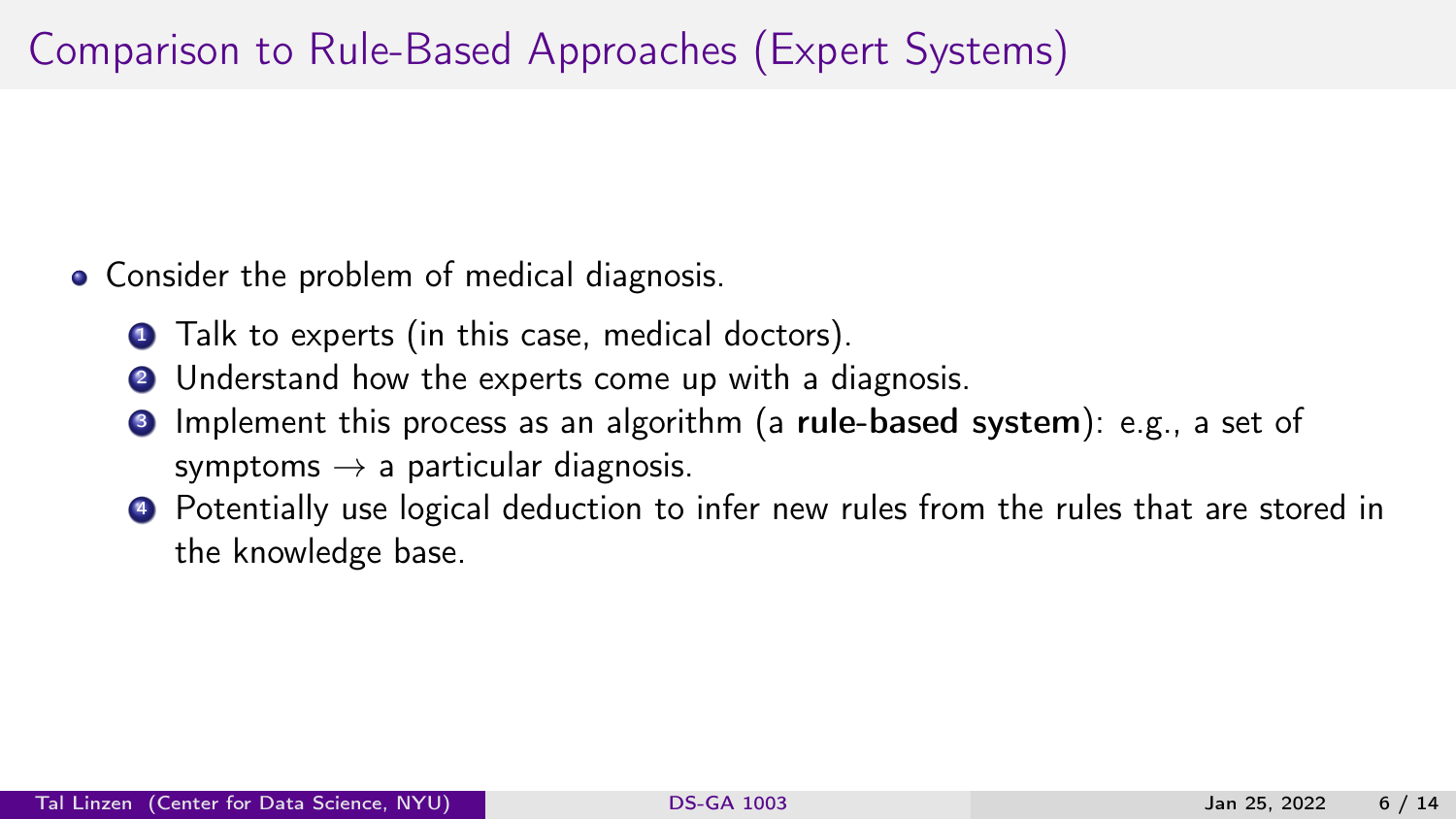# Comparison to Rule-Based Approaches (Expert Systems)

- Consider the problem of medical diagnosis.
  1. Talk to experts (in this case, medical doctors).
  2. Understand how the experts come up with a diagnosis.
  3. Implement this process as an algorithm (a **rule-based system**): e.g., a set of symptoms $\rightarrow$ a particular diagnosis.
  4. Potentially use logical deduction to infer new rules from the rules that are stored in the knowledge base.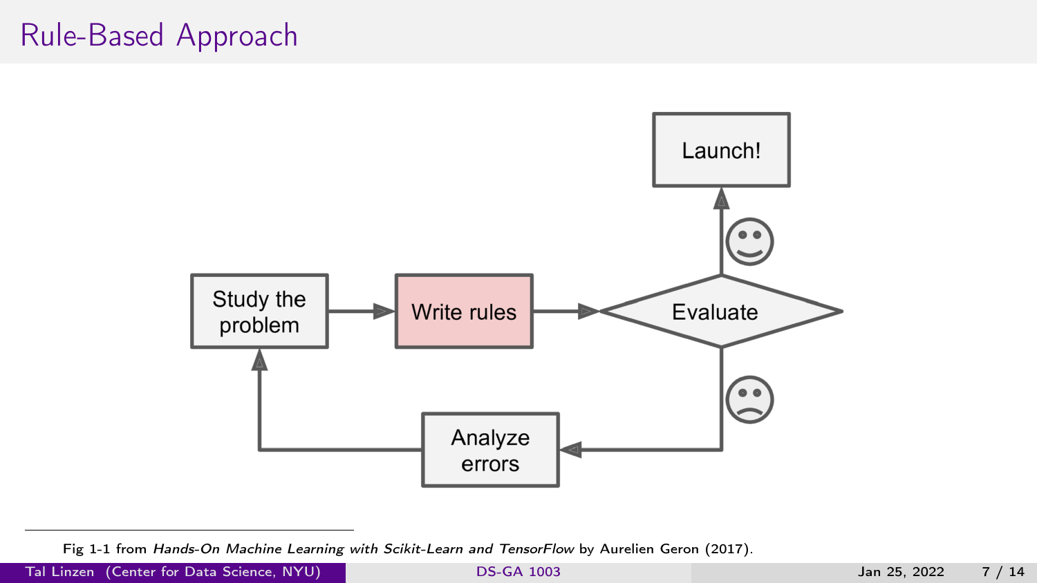# Rule-Based Approach

Study the problem → Write rules → Evaluate → Launch!

Evaluate → Analyze errors → Study the problem

Fig 1-1 from *Hands-On Machine Learning with Scikit-Learn and TensorFlow* by Aurelien Geron (2017).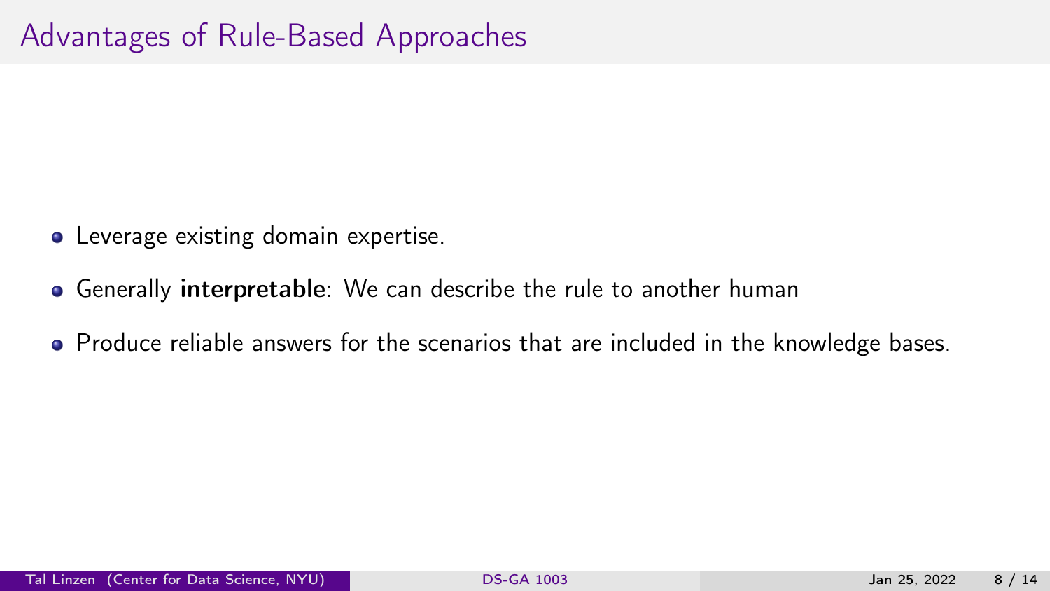# Advantages of Rule-Based Approaches

- Leverage existing domain expertise.
- Generally **interpretable**: We can describe the rule to another human
- Produce reliable answers for the scenarios that are included in the knowledge bases.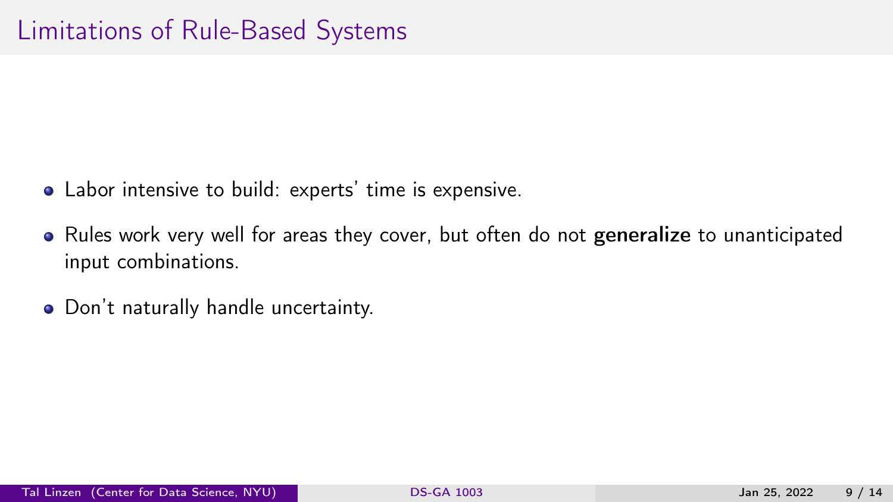# Limitations of Rule-Based Systems

- Labor intensive to build: experts' time is expensive.
- Rules work very well for areas they cover, but often do not **generalize** to unanticipated input combinations.
- Don't naturally handle uncertainty.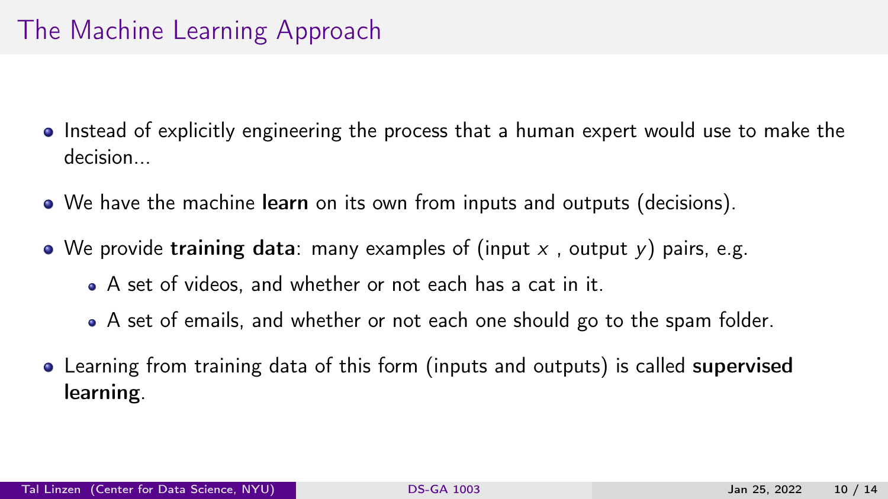# The Machine Learning Approach

- Instead of explicitly engineering the process that a human expert would use to make the decision...
- We have the machine **learn** on its own from inputs and outputs (decisions).
- We provide **training data**: many examples of (input $x$ , output $y$) pairs, e.g.
  - A set of videos, and whether or not each has a cat in it.
  - A set of emails, and whether or not each one should go to the spam folder.
- Learning from training data of this form (inputs and outputs) is called **supervised learning**.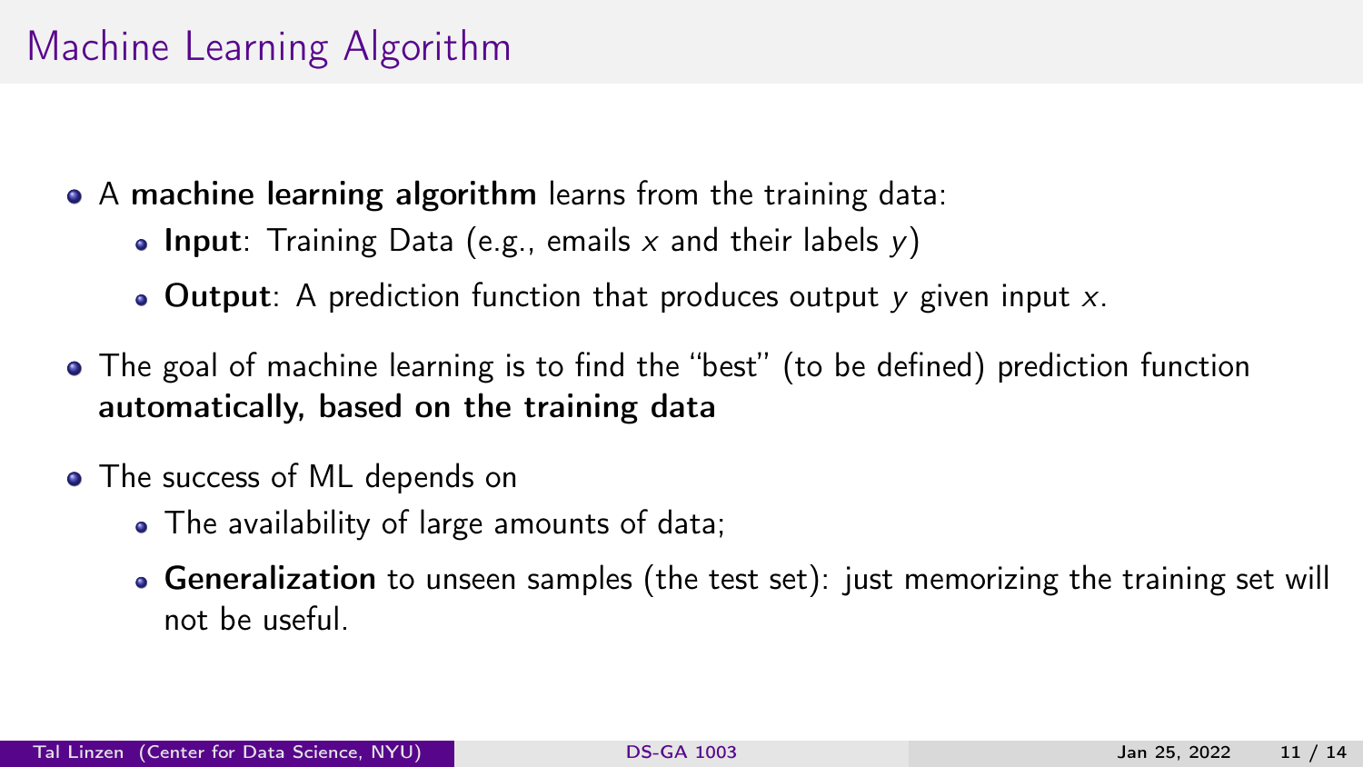# Machine Learning Algorithm

- A **machine learning algorithm** learns from the training data:
  - **Input**: Training Data (e.g., emails $x$ and their labels $y$)
  - **Output**: A prediction function that produces output $y$ given input $x$.
- The goal of machine learning is to find the "best" (to be defined) prediction function **automatically, based on the training data**
- The success of ML depends on
  - The availability of large amounts of data;
  - **Generalization** to unseen samples (the test set): just memorizing the training set will not be useful.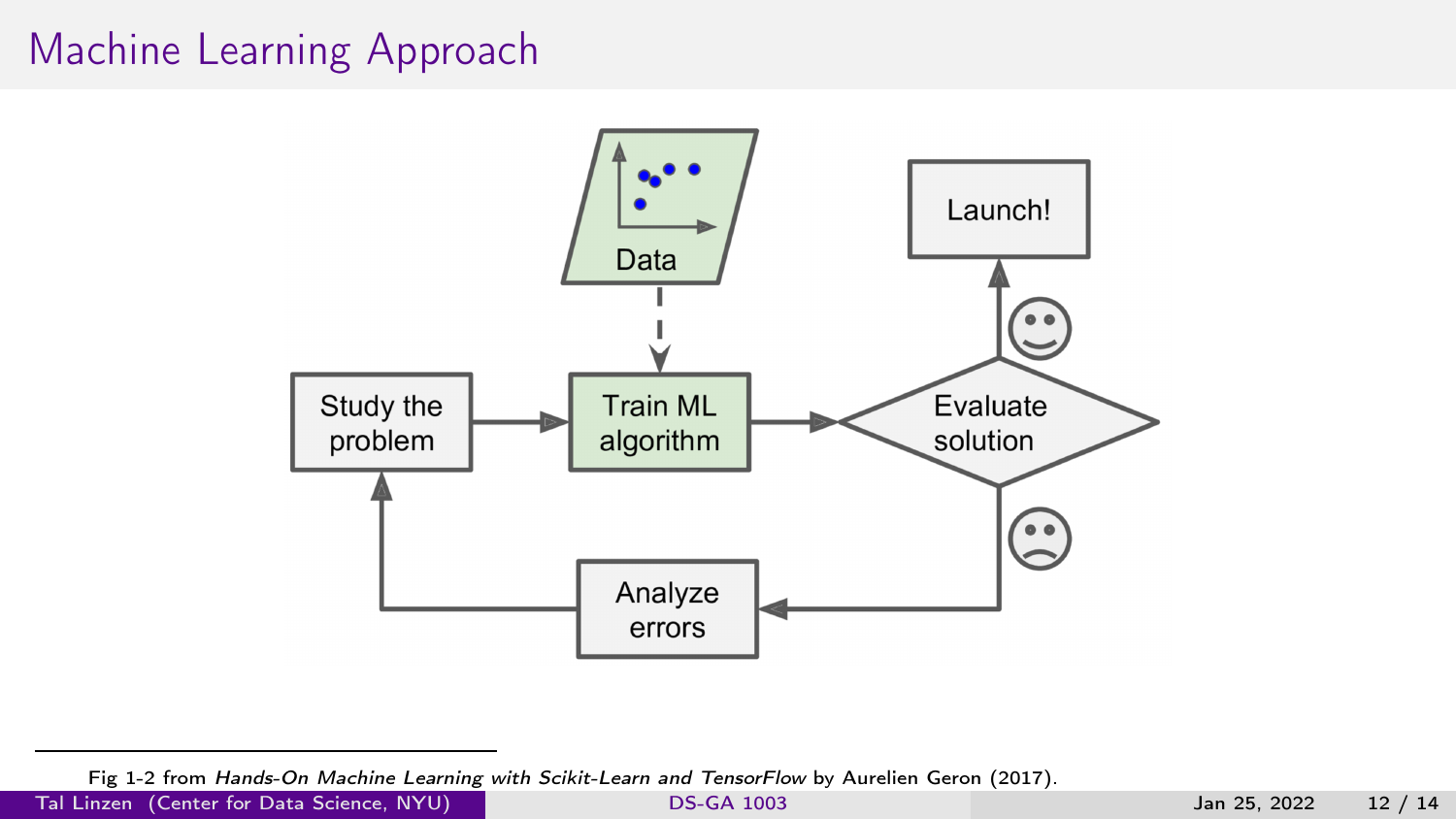# Machine Learning Approach

Study the problem → Train ML algorithm → Evaluate solution → Launch!

Data → Train ML algorithm

Evaluate solution → Analyze errors → Study the problem

Fig 1-2 from *Hands-On Machine Learning with Scikit-Learn and TensorFlow* by Aurelien Geron (2017).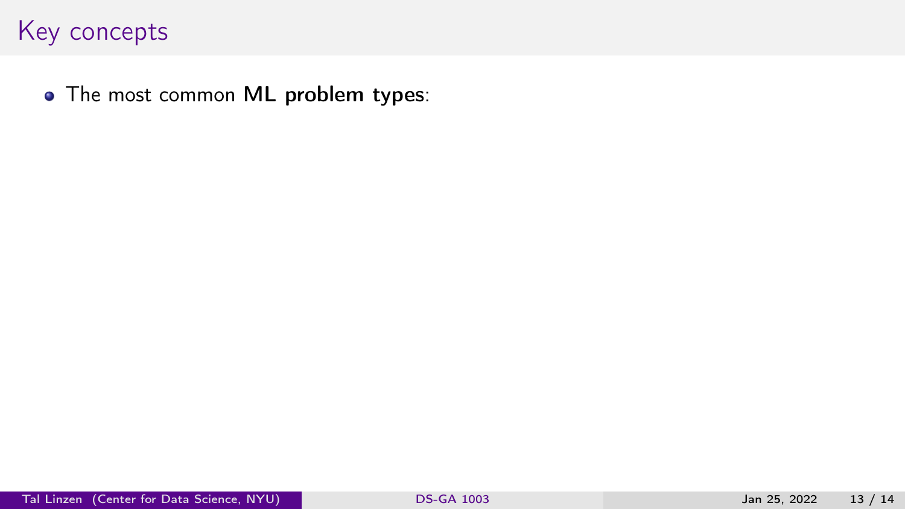# Key concepts

- The most common **ML problem types**: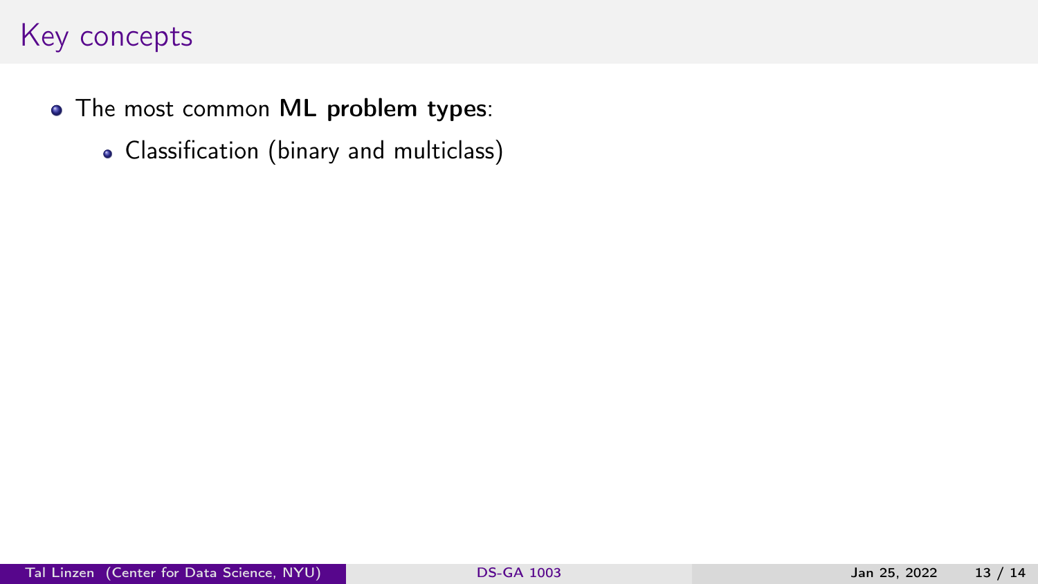# Key concepts

- The most common **ML problem types**:
  - Classification (binary and multiclass)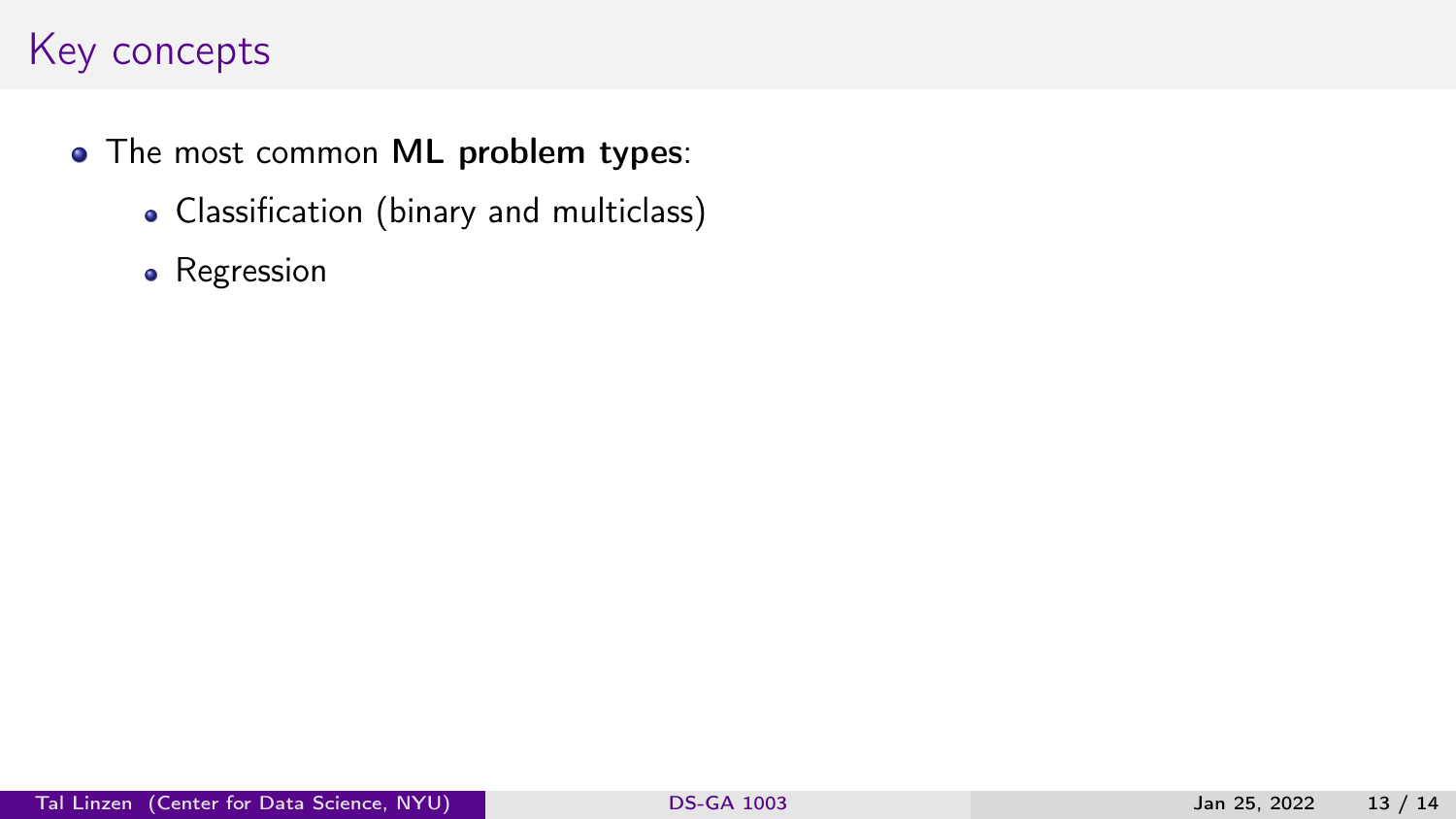## Key concepts

- The most common **ML problem types**:
  - Classification (binary and multiclass)
  - Regression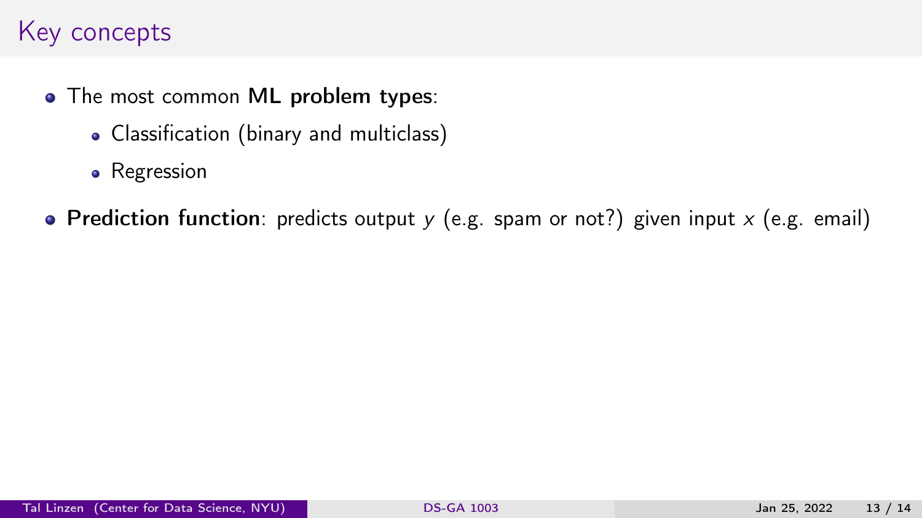# Key concepts

- The most common **ML problem types**:
  - Classification (binary and multiclass)
  - Regression
- **Prediction function**: predicts output $y$ (e.g. spam or not?) given input $x$ (e.g. email)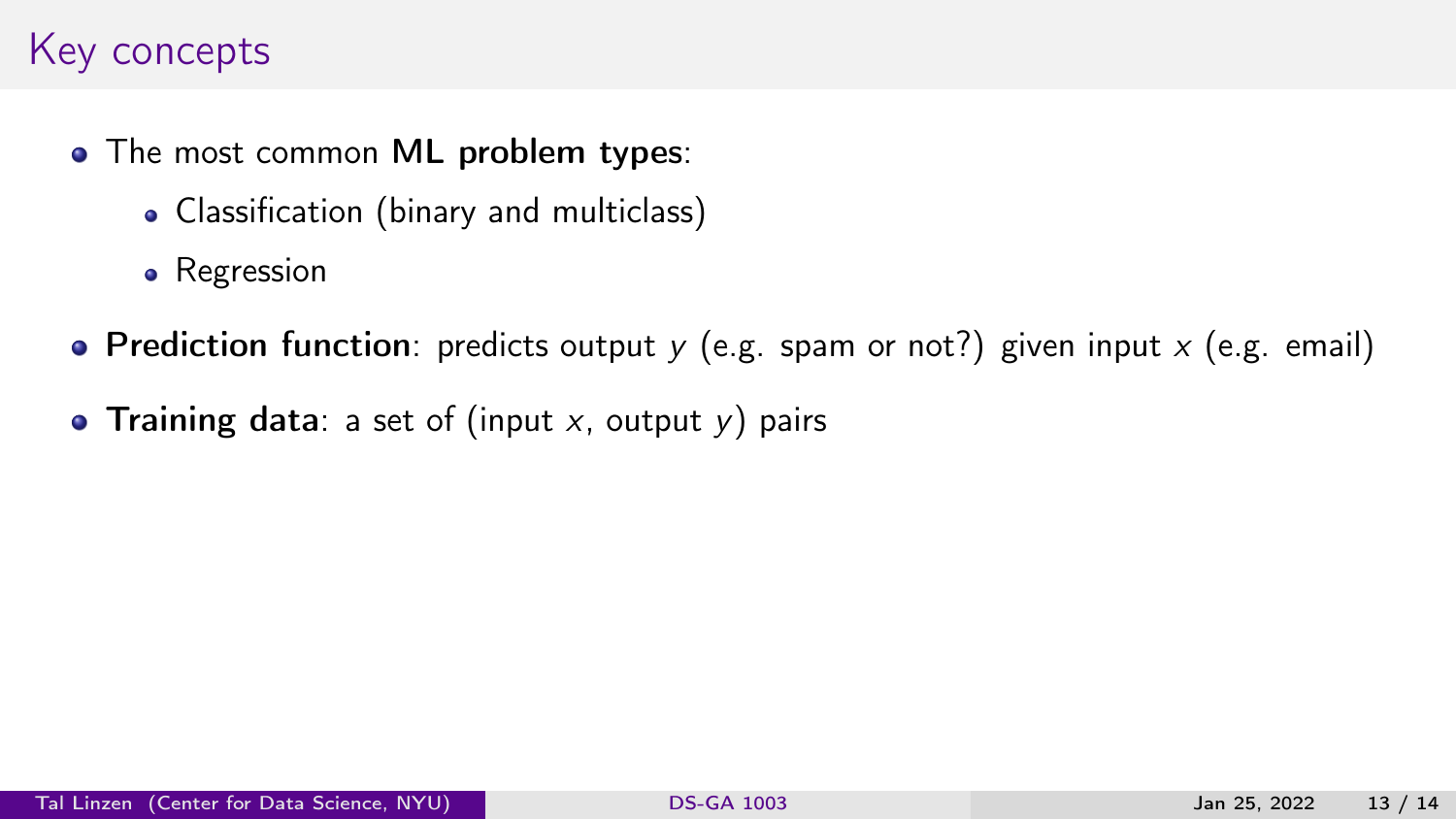# Key concepts

- The most common **ML problem types**:
  - Classification (binary and multiclass)
  - Regression
- **Prediction function**: predicts output $y$ (e.g. spam or not?) given input $x$ (e.g. email)
- **Training data**: a set of (input $x$, output $y$) pairs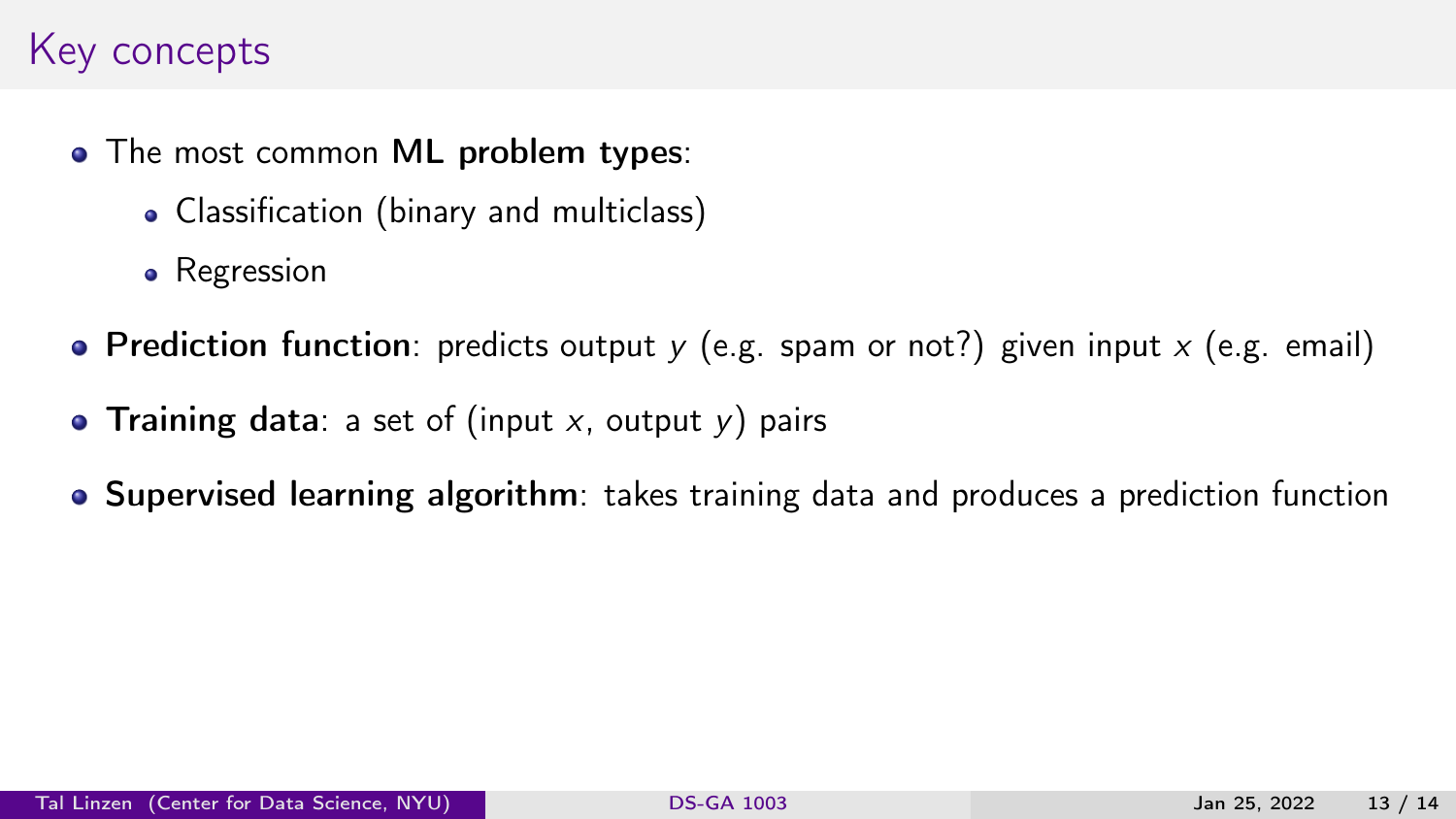# Key concepts

- The most common **ML problem types**:
  - Classification (binary and multiclass)
  - Regression
- **Prediction function**: predicts output $y$ (e.g. spam or not?) given input $x$ (e.g. email)
- **Training data**: a set of (input $x$, output $y$) pairs
- **Supervised learning algorithm**: takes training data and produces a prediction function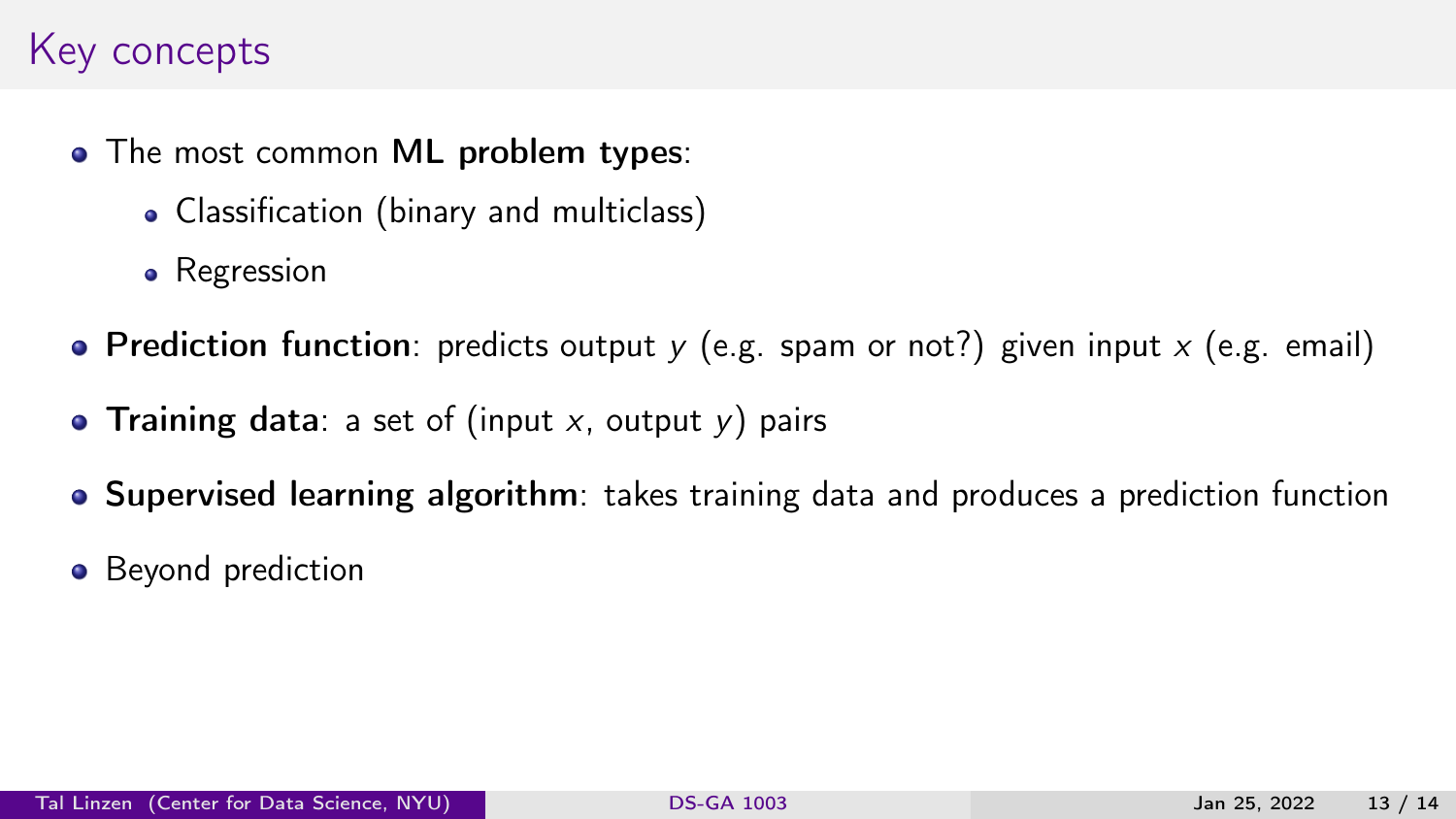# Key concepts

- The most common **ML problem types**:
  - Classification (binary and multiclass)
  - Regression
- **Prediction function**: predicts output $y$ (e.g. spam or not?) given input $x$ (e.g. email)
- **Training data**: a set of (input $x$, output $y$) pairs
- **Supervised learning algorithm**: takes training data and produces a prediction function
- Beyond prediction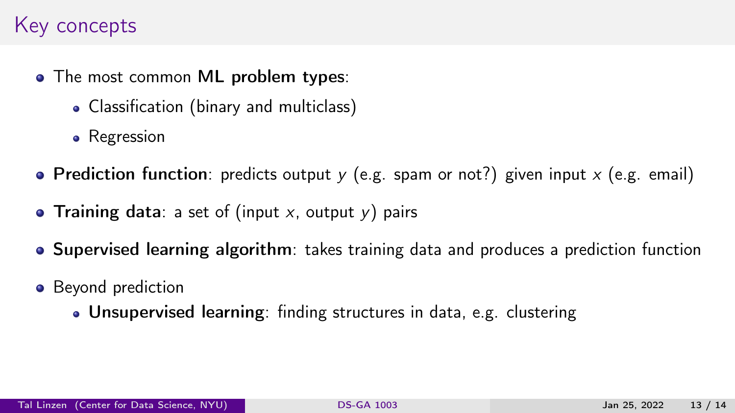# Key concepts

- The most common **ML problem types**:
  - Classification (binary and multiclass)
  - Regression
- **Prediction function**: predicts output $y$ (e.g. spam or not?) given input $x$ (e.g. email)
- **Training data**: a set of (input $x$, output $y$) pairs
- **Supervised learning algorithm**: takes training data and produces a prediction function
- Beyond prediction
  - **Unsupervised learning**: finding structures in data, e.g. clustering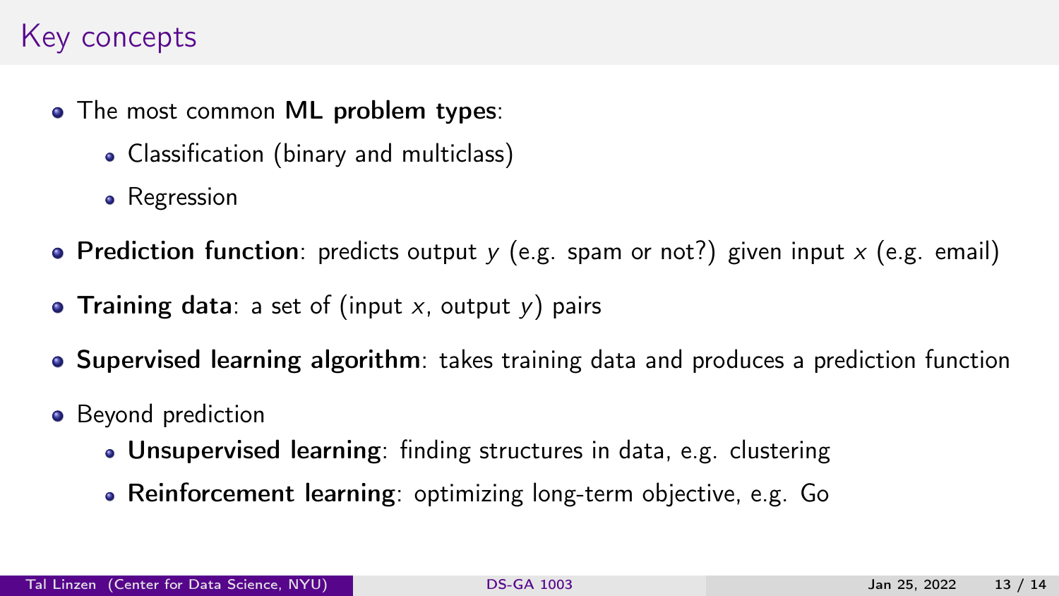# Key concepts

- The most common **ML problem types**:
  - Classification (binary and multiclass)
  - Regression
- **Prediction function**: predicts output $y$ (e.g. spam or not?) given input $x$ (e.g. email)
- **Training data**: a set of (input $x$, output $y$) pairs
- **Supervised learning algorithm**: takes training data and produces a prediction function
- Beyond prediction
  - **Unsupervised learning**: finding structures in data, e.g. clustering
  - **Reinforcement learning**: optimizing long-term objective, e.g. Go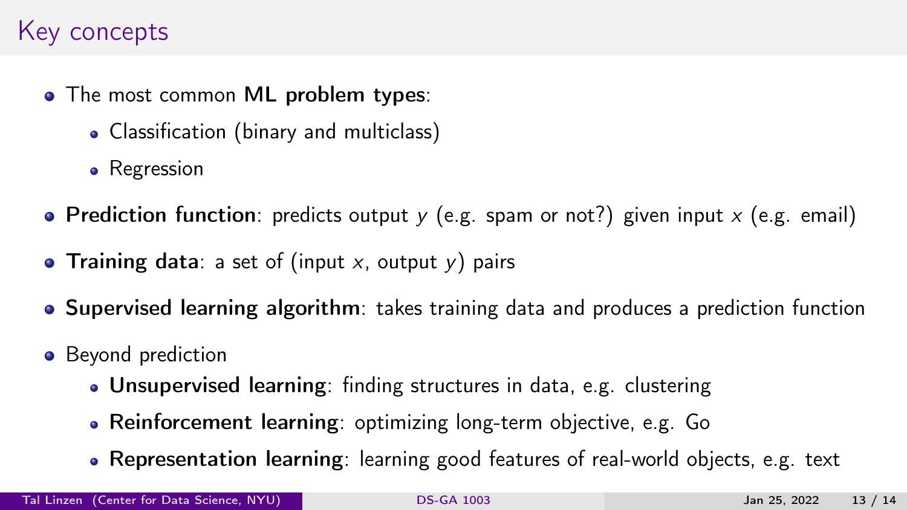# Key concepts

- The most common **ML problem types**:
  - Classification (binary and multiclass)
  - Regression
- **Prediction function**: predicts output $y$ (e.g. spam or not?) given input $x$ (e.g. email)
- **Training data**: a set of (input $x$, output $y$) pairs
- **Supervised learning algorithm**: takes training data and produces a prediction function
- Beyond prediction
  - **Unsupervised learning**: finding structures in data, e.g. clustering
  - **Reinforcement learning**: optimizing long-term objective, e.g. Go
  - **Representation learning**: learning good features of real-world objects, e.g. text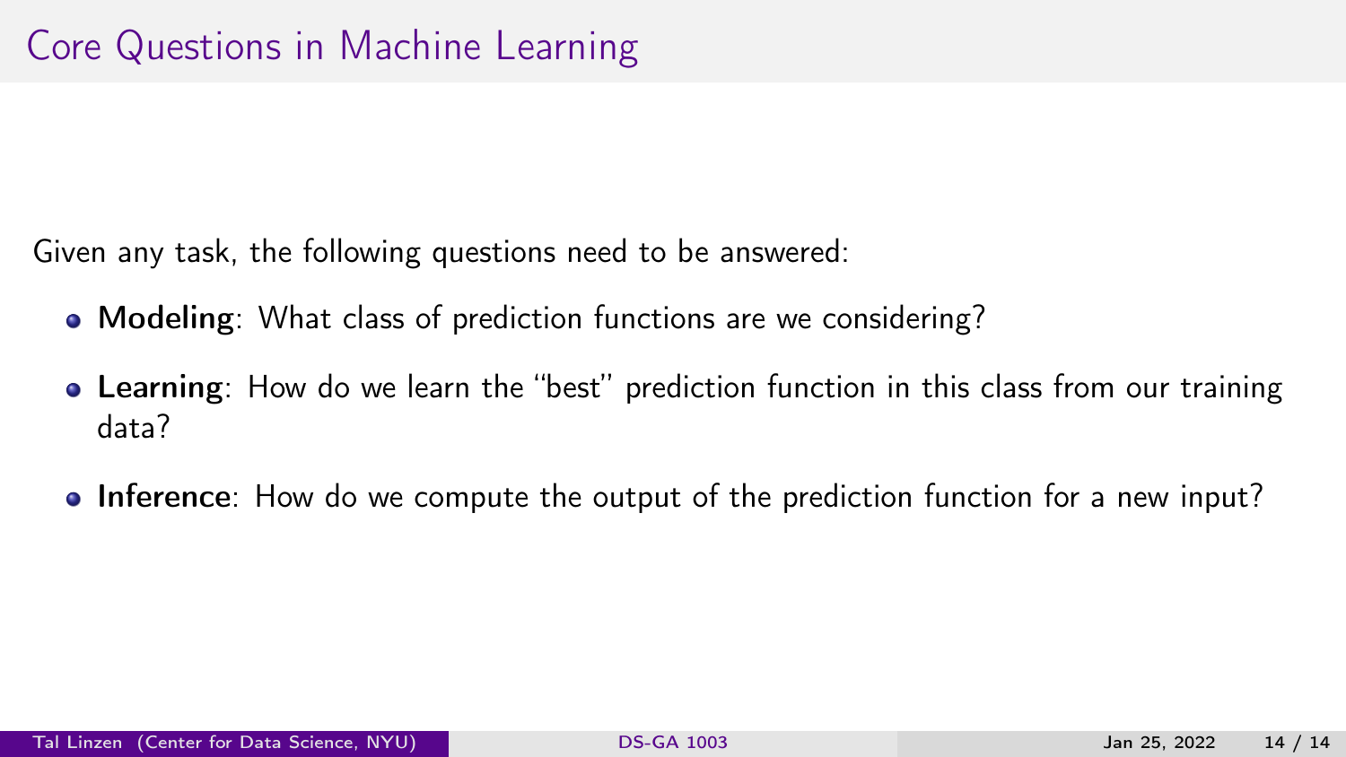# Core Questions in Machine Learning

Given any task, the following questions need to be answered:

- **Modeling**: What class of prediction functions are we considering?
- **Learning**: How do we learn the "best" prediction function in this class from our training data?
- **Inference**: How do we compute the output of the prediction function for a new input?